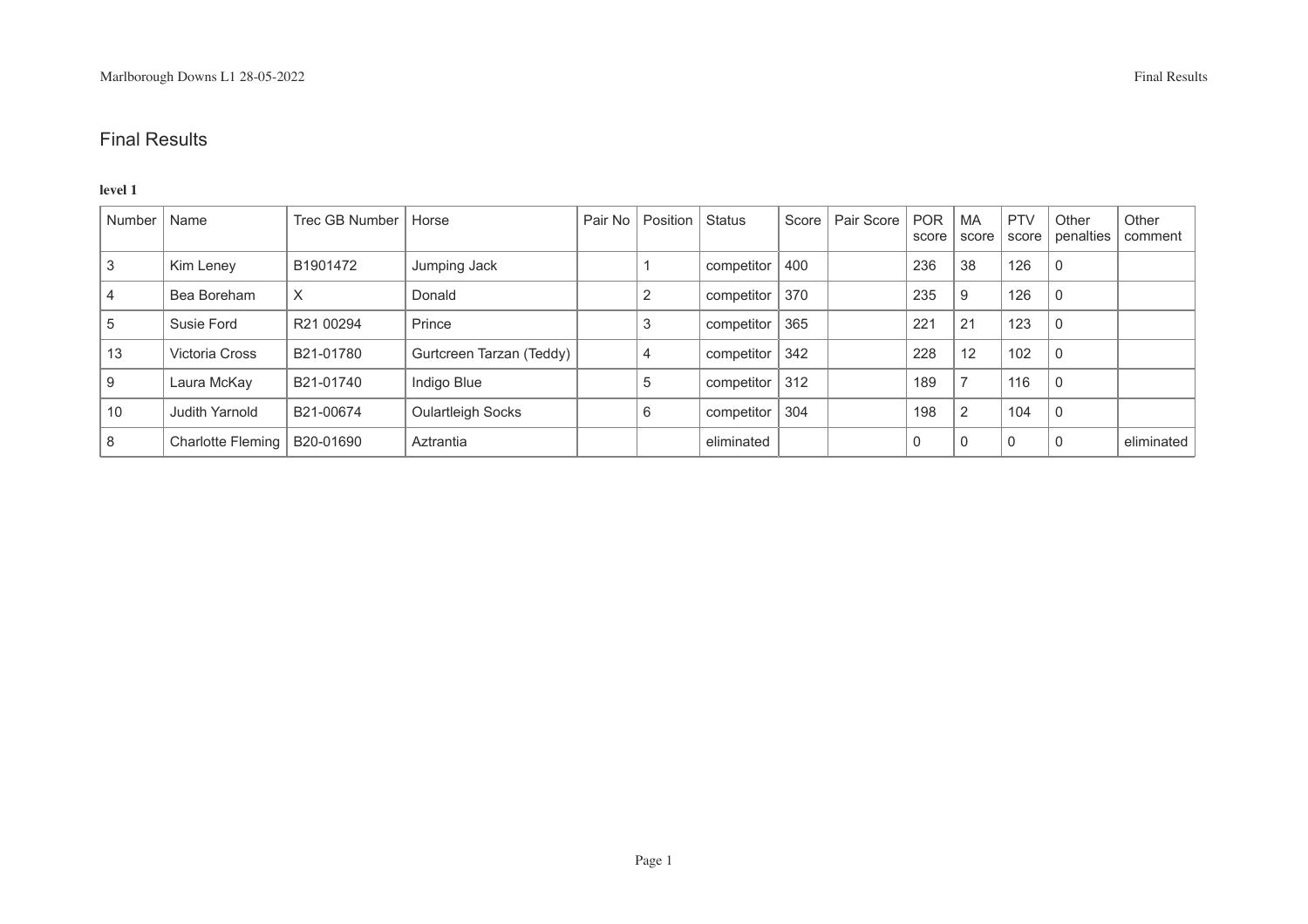# Final Results

**level 1**

| Number | Name | Trec GB Number | Horse | Pair No | Position | Status | Score | Pair Score | POR score | MA score | PTV score | Other penalties | Other comment |
|---|---|---|---|---|---|---|---|---|---|---|---|---|---|
| 3 | Kim Leney | B1901472 | Jumping Jack | | 1 | competitor | 400 | | 236 | 38 | 126 | 0 | |
| 4 | Bea Boreham | X | Donald | | 2 | competitor | 370 | | 235 | 9 | 126 | 0 | |
| 5 | Susie Ford | R21 00294 | Prince | | 3 | competitor | 365 | | 221 | 21 | 123 | 0 | |
| 13 | Victoria Cross | B21-01780 | Gurtcreen Tarzan (Teddy) | | 4 | competitor | 342 | | 228 | 12 | 102 | 0 | |
| 9 | Laura McKay | B21-01740 | Indigo Blue | | 5 | competitor | 312 | | 189 | 7 | 116 | 0 | |
| 10 | Judith Yarnold | B21-00674 | Oulartleigh Socks | | 6 | competitor | 304 | | 198 | 2 | 104 | 0 | |
| 8 | Charlotte Fleming | B20-01690 | Aztrantia | | | eliminated | | | 0 | 0 | 0 | 0 | eliminated |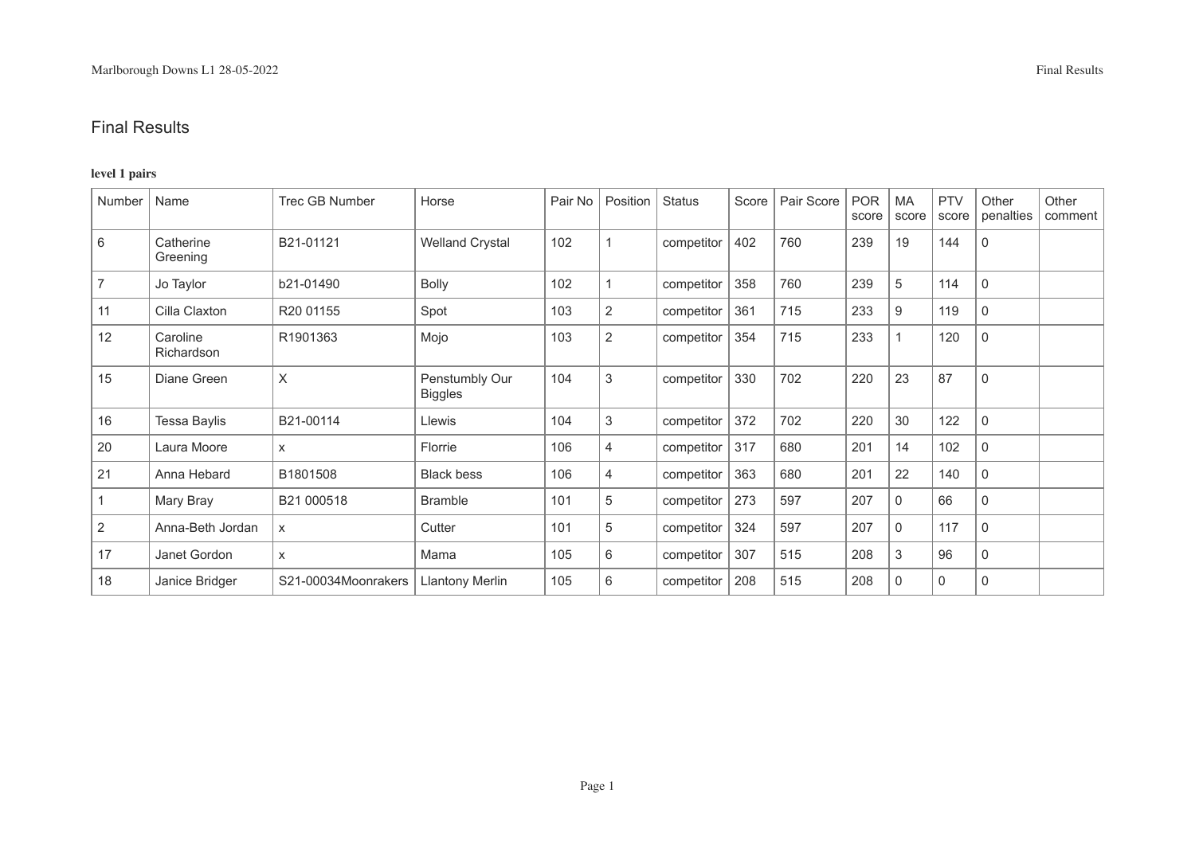# Final Results

**level 1 pairs**

| Number | Name | Trec GB Number | Horse | Pair No | Position | Status | Score | Pair Score | POR score | MA score | PTV score | Other penalties | Other comment |
|---|---|---|---|---|---|---|---|---|---|---|---|---|---|
| 6 | Catherine Greening | B21-01121 | Welland Crystal | 102 | 1 | competitor | 402 | 760 | 239 | 19 | 144 | 0 | |
| 7 | Jo Taylor | b21-01490 | Bolly | 102 | 1 | competitor | 358 | 760 | 239 | 5 | 114 | 0 | |
| 11 | Cilla Claxton | R20 01155 | Spot | 103 | 2 | competitor | 361 | 715 | 233 | 9 | 119 | 0 | |
| 12 | Caroline Richardson | R1901363 | Mojo | 103 | 2 | competitor | 354 | 715 | 233 | 1 | 120 | 0 | |
| 15 | Diane Green | X | Penstumbly Our Biggles | 104 | 3 | competitor | 330 | 702 | 220 | 23 | 87 | 0 | |
| 16 | Tessa Baylis | B21-00114 | Llewis | 104 | 3 | competitor | 372 | 702 | 220 | 30 | 122 | 0 | |
| 20 | Laura Moore | x | Florrie | 106 | 4 | competitor | 317 | 680 | 201 | 14 | 102 | 0 | |
| 21 | Anna Hebard | B1801508 | Black bess | 106 | 4 | competitor | 363 | 680 | 201 | 22 | 140 | 0 | |
| 1 | Mary Bray | B21 000518 | Bramble | 101 | 5 | competitor | 273 | 597 | 207 | 0 | 66 | 0 | |
| 2 | Anna-Beth Jordan | x | Cutter | 101 | 5 | competitor | 324 | 597 | 207 | 0 | 117 | 0 | |
| 17 | Janet Gordon | x | Mama | 105 | 6 | competitor | 307 | 515 | 208 | 3 | 96 | 0 | |
| 18 | Janice Bridger | S21-00034Moonrakers | Llantony Merlin | 105 | 6 | competitor | 208 | 515 | 208 | 0 | 0 | 0 | |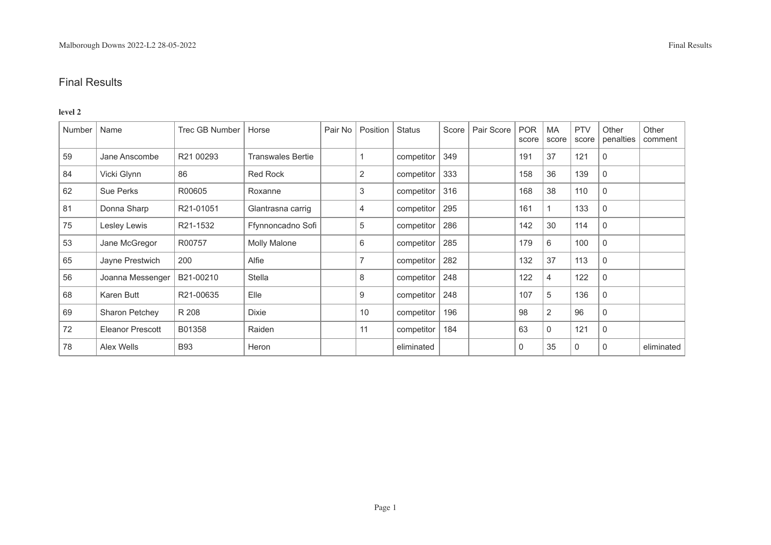# Final Results

**level 2**

| Number | Name | Trec GB Number | Horse | Pair No | Position | Status | Score | Pair Score | POR score | MA score | PTV score | Other penalties | Other comment |
|---|---|---|---|---|---|---|---|---|---|---|---|---|---|
| 59 | Jane Anscombe | R21 00293 | Transwales Bertie | | 1 | competitor | 349 | | 191 | 37 | 121 | 0 | |
| 84 | Vicki Glynn | 86 | Red Rock | | 2 | competitor | 333 | | 158 | 36 | 139 | 0 | |
| 62 | Sue Perks | R00605 | Roxanne | | 3 | competitor | 316 | | 168 | 38 | 110 | 0 | |
| 81 | Donna Sharp | R21-01051 | Glantrasna carrig | | 4 | competitor | 295 | | 161 | 1 | 133 | 0 | |
| 75 | Lesley Lewis | R21-1532 | Ffynnoncadno Sofi | | 5 | competitor | 286 | | 142 | 30 | 114 | 0 | |
| 53 | Jane McGregor | R00757 | Molly Malone | | 6 | competitor | 285 | | 179 | 6 | 100 | 0 | |
| 65 | Jayne Prestwich | 200 | Alfie | | 7 | competitor | 282 | | 132 | 37 | 113 | 0 | |
| 56 | Joanna Messenger | B21-00210 | Stella | | 8 | competitor | 248 | | 122 | 4 | 122 | 0 | |
| 68 | Karen Butt | R21-00635 | Elle | | 9 | competitor | 248 | | 107 | 5 | 136 | 0 | |
| 69 | Sharon Petchey | R 208 | Dixie | | 10 | competitor | 196 | | 98 | 2 | 96 | 0 | |
| 72 | Eleanor Prescott | B01358 | Raiden | | 11 | competitor | 184 | | 63 | 0 | 121 | 0 | |
| 78 | Alex Wells | B93 | Heron | | | eliminated | | | 0 | 35 | 0 | 0 | eliminated |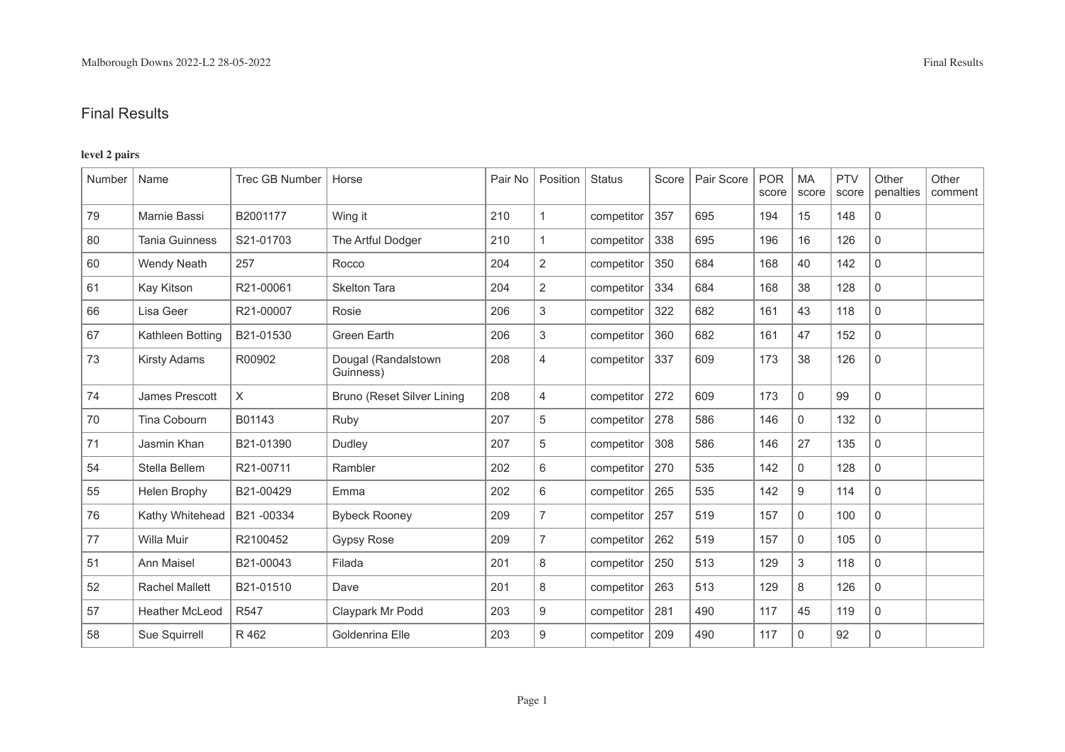# Final Results

**level 2 pairs**

| Number | Name | Trec GB Number | Horse | Pair No | Position | Status | Score | Pair Score | POR score | MA score | PTV score | Other penalties | Other comment |
|---|---|---|---|---|---|---|---|---|---|---|---|---|---|
| 79 | Marnie Bassi | B2001177 | Wing it | 210 | 1 | competitor | 357 | 695 | 194 | 15 | 148 | 0 | |
| 80 | Tania Guinness | S21-01703 | The Artful Dodger | 210 | 1 | competitor | 338 | 695 | 196 | 16 | 126 | 0 | |
| 60 | Wendy Neath | 257 | Rocco | 204 | 2 | competitor | 350 | 684 | 168 | 40 | 142 | 0 | |
| 61 | Kay Kitson | R21-00061 | Skelton Tara | 204 | 2 | competitor | 334 | 684 | 168 | 38 | 128 | 0 | |
| 66 | Lisa Geer | R21-00007 | Rosie | 206 | 3 | competitor | 322 | 682 | 161 | 43 | 118 | 0 | |
| 67 | Kathleen Botting | B21-01530 | Green Earth | 206 | 3 | competitor | 360 | 682 | 161 | 47 | 152 | 0 | |
| 73 | Kirsty Adams | R00902 | Dougal (Randalstown Guinness) | 208 | 4 | competitor | 337 | 609 | 173 | 38 | 126 | 0 | |
| 74 | James Prescott | X | Bruno (Reset Silver Lining | 208 | 4 | competitor | 272 | 609 | 173 | 0 | 99 | 0 | |
| 70 | Tina Cobourn | B01143 | Ruby | 207 | 5 | competitor | 278 | 586 | 146 | 0 | 132 | 0 | |
| 71 | Jasmin Khan | B21-01390 | Dudley | 207 | 5 | competitor | 308 | 586 | 146 | 27 | 135 | 0 | |
| 54 | Stella Bellem | R21-00711 | Rambler | 202 | 6 | competitor | 270 | 535 | 142 | 0 | 128 | 0 | |
| 55 | Helen Brophy | B21-00429 | Emma | 202 | 6 | competitor | 265 | 535 | 142 | 9 | 114 | 0 | |
| 76 | Kathy Whitehead | B21 -00334 | Bybeck Rooney | 209 | 7 | competitor | 257 | 519 | 157 | 0 | 100 | 0 | |
| 77 | Willa Muir | R2100452 | Gypsy Rose | 209 | 7 | competitor | 262 | 519 | 157 | 0 | 105 | 0 | |
| 51 | Ann Maisel | B21-00043 | Filada | 201 | 8 | competitor | 250 | 513 | 129 | 3 | 118 | 0 | |
| 52 | Rachel Mallett | B21-01510 | Dave | 201 | 8 | competitor | 263 | 513 | 129 | 8 | 126 | 0 | |
| 57 | Heather McLeod | R547 | Claypark Mr Podd | 203 | 9 | competitor | 281 | 490 | 117 | 45 | 119 | 0 | |
| 58 | Sue Squirrell | R 462 | Goldenrina Elle | 203 | 9 | competitor | 209 | 490 | 117 | 0 | 92 | 0 | |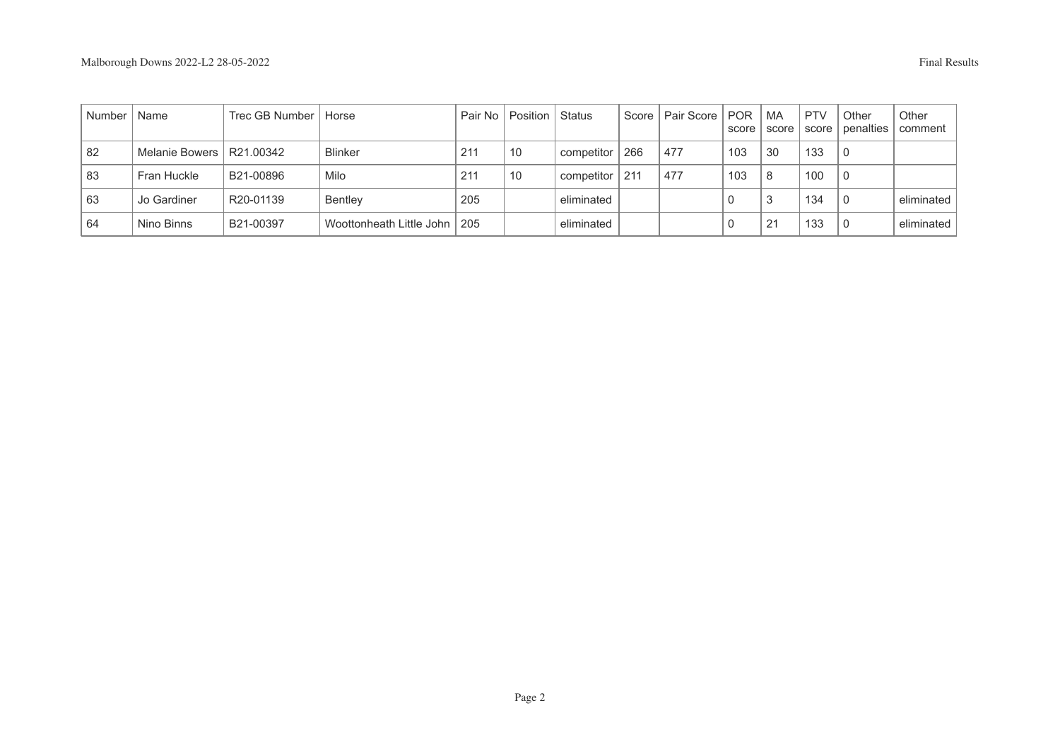| Number | Name | Trec GB Number | Horse | Pair No | Position | Status | Score | Pair Score | POR score | MA score | PTV score | Other penalties | Other comment |
|---|---|---|---|---|---|---|---|---|---|---|---|---|---|
| 82 | Melanie Bowers | R21.00342 | Blinker | 211 | 10 | competitor | 266 | 477 | 103 | 30 | 133 | 0 | |
| 83 | Fran Huckle | B21-00896 | Milo | 211 | 10 | competitor | 211 | 477 | 103 | 8 | 100 | 0 | |
| 63 | Jo Gardiner | R20-01139 | Bentley | 205 | | eliminated | | | 0 | 3 | 134 | 0 | eliminated |
| 64 | Nino Binns | B21-00397 | Woottonheath Little John | 205 | | eliminated | | | 0 | 21 | 133 | 0 | eliminated |